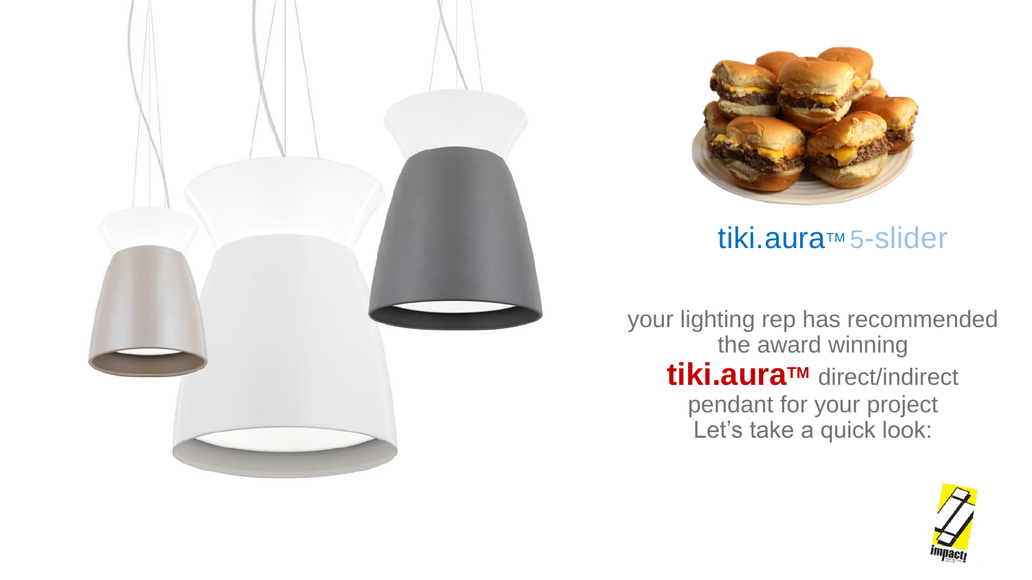## tiki.aura™ 5-slider

your lighting rep has recommended the award winning **tiki.aura™** direct/indirect pendant for your project
Let's take a quick look: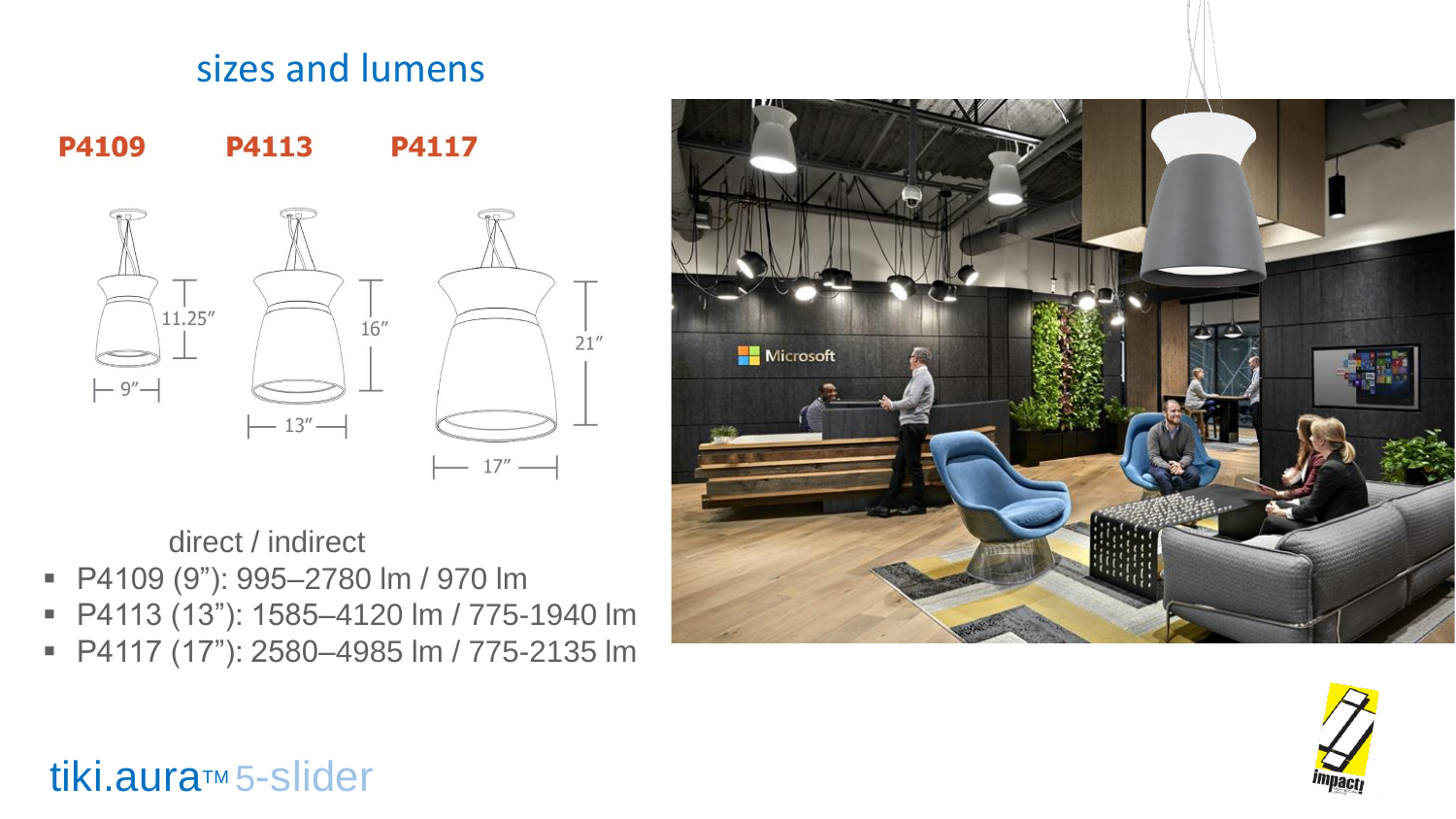## sizes and lumens

**P4109** **P4113** **P4117**

11.25″ 16″ 21″

9″ 13″ 17″

direct / indirect

- P4109 (9”): 995–2780 lm / 970 lm
- P4113 (13”): 1585–4120 lm / 775-1940 lm
- P4117 (17”): 2580–4985 lm / 775-2135 lm

tiki.aura™ 5-slider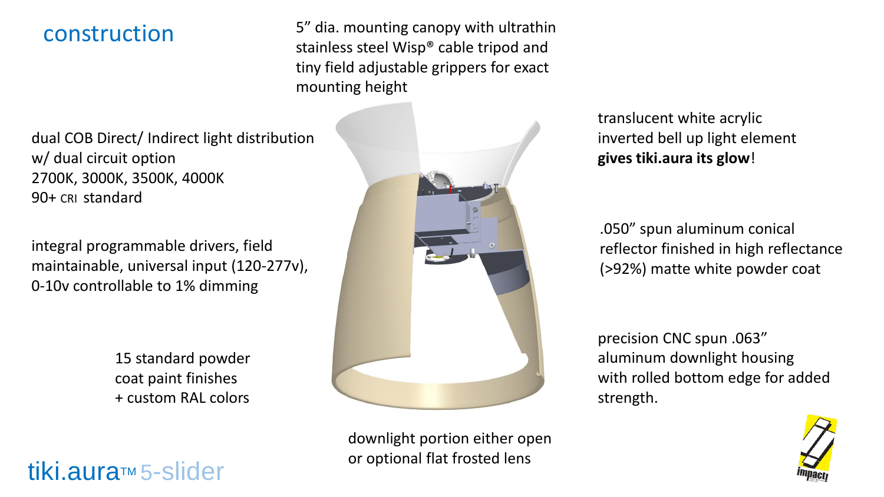## construction

5" dia. mounting canopy with ultrathin stainless steel Wisp® cable tripod and tiny field adjustable grippers for exact mounting height

dual COB Direct/ Indirect light distribution w/ dual circuit option
2700K, 3000K, 3500K, 4000K
90+ CRI standard

integral programmable drivers, field maintainable, universal input (120-277v), 0-10v controllable to 1% dimming

15 standard powder coat paint finishes + custom RAL colors

translucent white acrylic inverted bell up light element **gives tiki.aura its glow**!

.050" spun aluminum conical reflector finished in high reflectance (>92%) matte white powder coat

precision CNC spun .063" aluminum downlight housing with rolled bottom edge for added strength.

downlight portion either open or optional flat frosted lens

tiki.aura™ 5-slider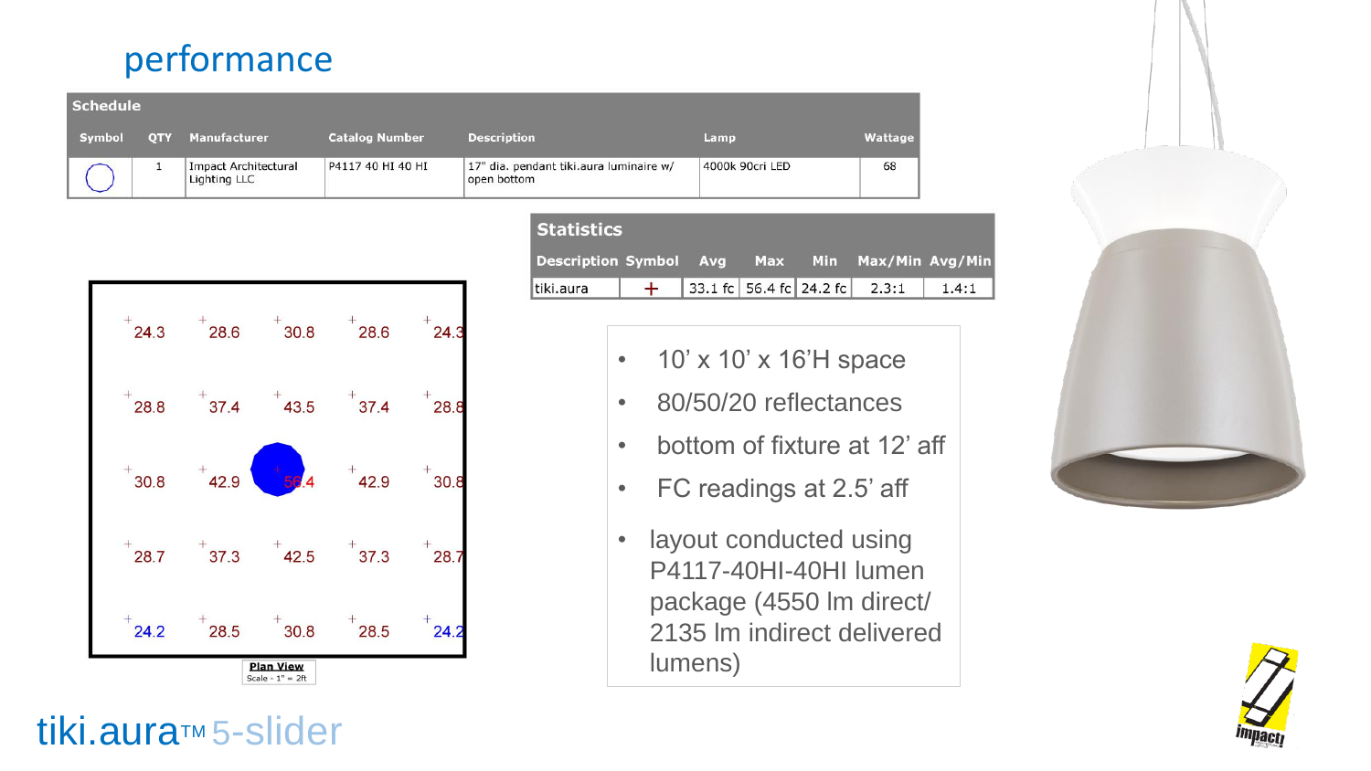# performance

| Schedule | | | | | | |
|---|---|---|---|---|---|---|
| Symbol | QTY | Manufacturer | Catalog Number | Description | Lamp | Wattage |
| ◯ | 1 | Impact Architectural Lighting LLC | P4117 40 HI 40 HI | 17" dia. pendant tiki.aura luminaire w/ open bottom | 4000k 90cri LED | 68 |

| Statistics | | | | | | |
|---|---|---|---|---|---|---|
| Description | Symbol | Avg | Max | Min | Max/Min | Avg/Min |
| tiki.aura | + | 33.1 fc | 56.4 fc | 24.2 fc | 2.3:1 | 1.4:1 |

| | | | | |
|---|---|---|---|---|
| 24.3 | 28.6 | 30.8 | 28.6 | 24.3 |
| 28.8 | 37.4 | 43.5 | 37.4 | 28.8 |
| 30.8 | 42.9 | 56.4 | 42.9 | 30.8 |
| 28.7 | 37.3 | 42.5 | 37.3 | 28.7 |
| 24.2 | 28.5 | 30.8 | 28.5 | 24.2 |

Plan View
Scale - 1" = 2ft

- 10' x 10' x 16'H space
- 80/50/20 reflectances
- bottom of fixture at 12' aff
- FC readings at 2.5' aff
- layout conducted using P4117-40HI-40HI lumen package (4550 lm direct/ 2135 lm indirect delivered lumens)

tiki.aura™ 5-slider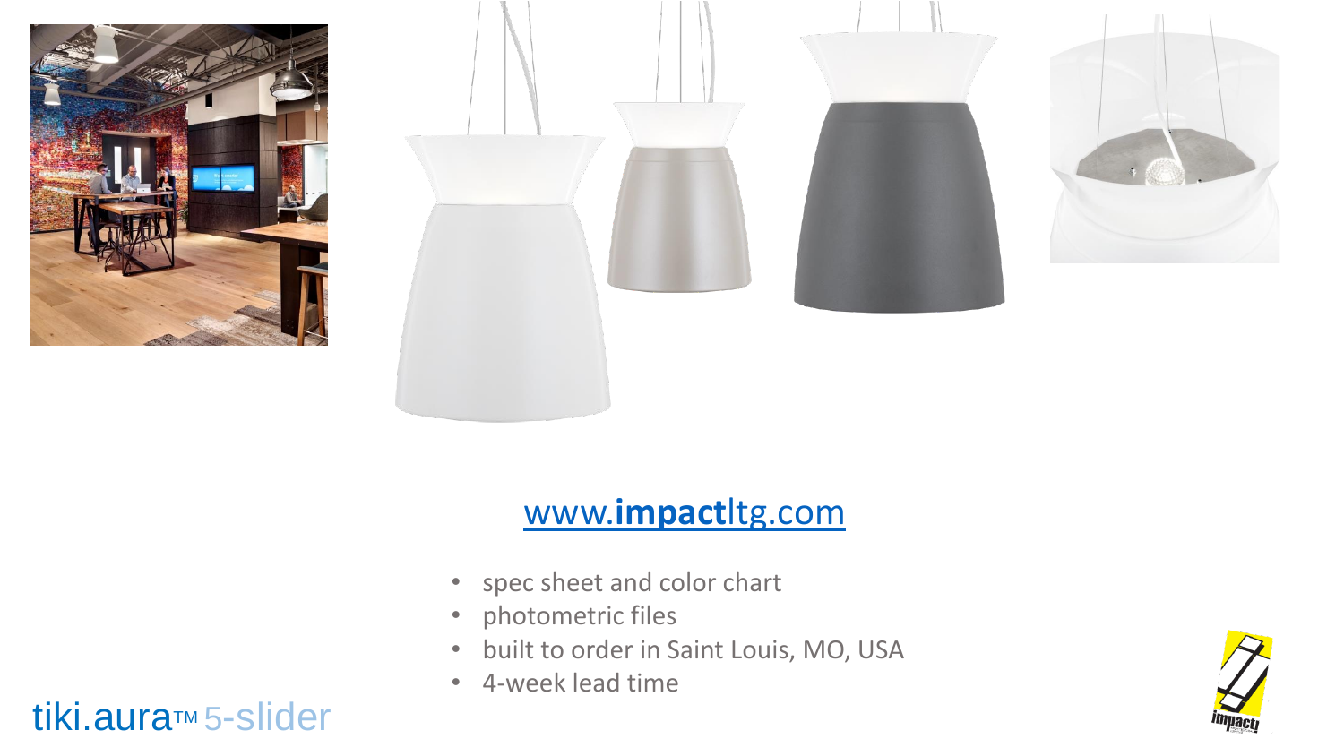[www.**impact**ltg.com](http://www.impactltg.com)

- spec sheet and color chart
- photometric files
- built to order in Saint Louis, MO, USA
- 4-week lead time

tiki.aura™ 5-slider